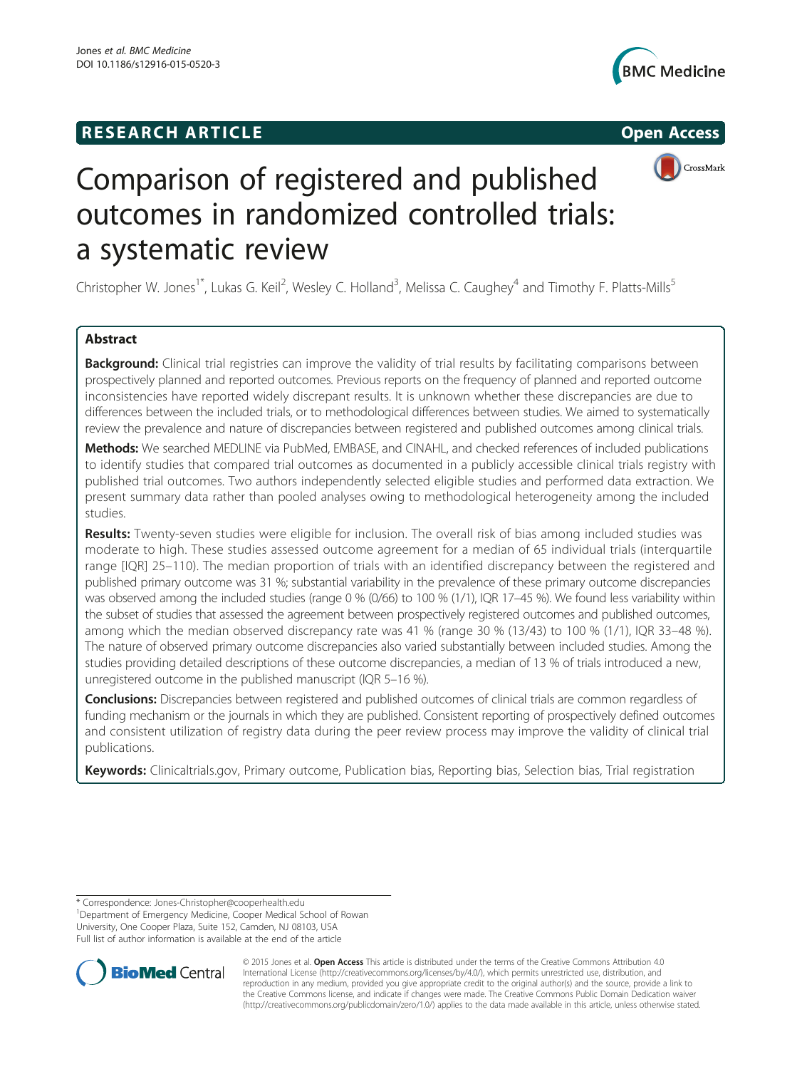RESEARCH ARTICLE

Open Access

# Comparison of registered and published outcomes in randomized controlled trials: a systematic review

Christopher W. Jones[1*], Lukas G. Keil[2], Wesley C. Holland[3], Melissa C. Caughey[4] and Timothy F. Platts-Mills[5]

## Abstract

**Background:** Clinical trial registries can improve the validity of trial results by facilitating comparisons between prospectively planned and reported outcomes. Previous reports on the frequency of planned and reported outcome inconsistencies have reported widely discrepant results. It is unknown whether these discrepancies are due to differences between the included trials, or to methodological differences between studies. We aimed to systematically review the prevalence and nature of discrepancies between registered and published outcomes among clinical trials.

**Methods:** We searched MEDLINE via PubMed, EMBASE, and CINAHL, and checked references of included publications to identify studies that compared trial outcomes as documented in a publicly accessible clinical trials registry with published trial outcomes. Two authors independently selected eligible studies and performed data extraction. We present summary data rather than pooled analyses owing to methodological heterogeneity among the included studies.

**Results:** Twenty-seven studies were eligible for inclusion. The overall risk of bias among included studies was moderate to high. These studies assessed outcome agreement for a median of 65 individual trials (interquartile range [IQR] 25–110). The median proportion of trials with an identified discrepancy between the registered and published primary outcome was 31 %; substantial variability in the prevalence of these primary outcome discrepancies was observed among the included studies (range 0 % (0/66) to 100 % (1/1), IQR 17–45 %). We found less variability within the subset of studies that assessed the agreement between prospectively registered outcomes and published outcomes, among which the median observed discrepancy rate was 41 % (range 30 % (13/43) to 100 % (1/1), IQR 33–48 %). The nature of observed primary outcome discrepancies also varied substantially between included studies. Among the studies providing detailed descriptions of these outcome discrepancies, a median of 13 % of trials introduced a new, unregistered outcome in the published manuscript (IQR 5–16 %).

**Conclusions:** Discrepancies between registered and published outcomes of clinical trials are common regardless of funding mechanism or the journals in which they are published. Consistent reporting of prospectively defined outcomes and consistent utilization of registry data during the peer review process may improve the validity of clinical trial publications.

**Keywords:** Clinicaltrials.gov, Primary outcome, Publication bias, Reporting bias, Selection bias, Trial registration

---

\* Correspondence: Jones-Christopher@cooperhealth.edu

[1]Department of Emergency Medicine, Cooper Medical School of Rowan University, One Cooper Plaza, Suite 152, Camden, NJ 08103, USA

Full list of author information is available at the end of the article

© 2015 Jones et al. **Open Access** This article is distributed under the terms of the Creative Commons Attribution 4.0 International License (http://creativecommons.org/licenses/by/4.0/), which permits unrestricted use, distribution, and reproduction in any medium, provided you give appropriate credit to the original author(s) and the source, provide a link to the Creative Commons license, and indicate if changes were made. The Creative Commons Public Domain Dedication waiver (http://creativecommons.org/publicdomain/zero/1.0/) applies to the data made available in this article, unless otherwise stated.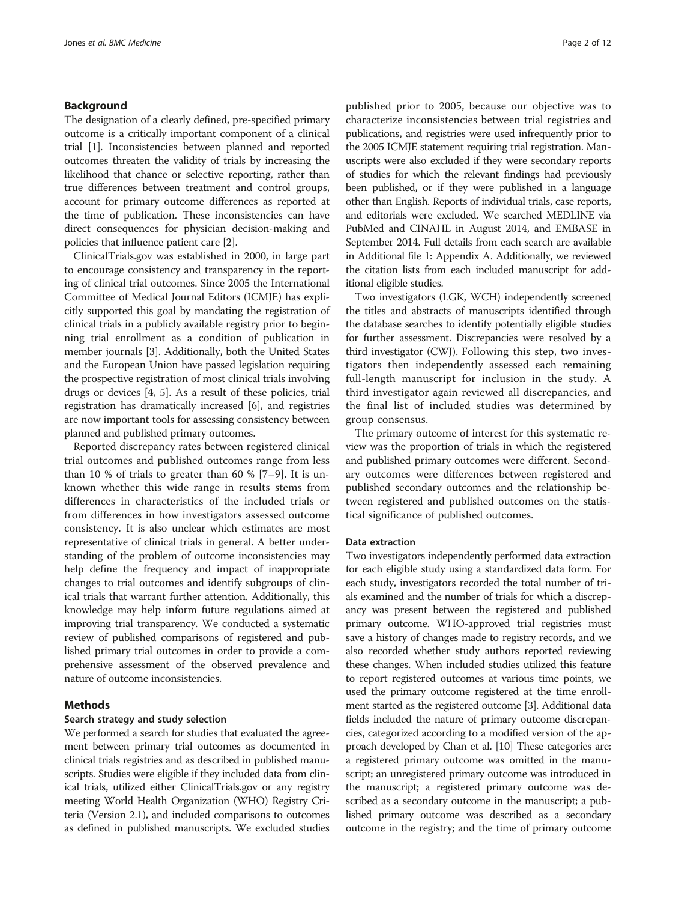## Background

The designation of a clearly defined, pre-specified primary outcome is a critically important component of a clinical trial [1]. Inconsistencies between planned and reported outcomes threaten the validity of trials by increasing the likelihood that chance or selective reporting, rather than true differences between treatment and control groups, account for primary outcome differences as reported at the time of publication. These inconsistencies can have direct consequences for physician decision-making and policies that influence patient care [2].

ClinicalTrials.gov was established in 2000, in large part to encourage consistency and transparency in the reporting of clinical trial outcomes. Since 2005 the International Committee of Medical Journal Editors (ICMJE) has explicitly supported this goal by mandating the registration of clinical trials in a publicly available registry prior to beginning trial enrollment as a condition of publication in member journals [3]. Additionally, both the United States and the European Union have passed legislation requiring the prospective registration of most clinical trials involving drugs or devices [4, 5]. As a result of these policies, trial registration has dramatically increased [6], and registries are now important tools for assessing consistency between planned and published primary outcomes.

Reported discrepancy rates between registered clinical trial outcomes and published outcomes range from less than 10 % of trials to greater than 60 % [7–9]. It is unknown whether this wide range in results stems from differences in characteristics of the included trials or from differences in how investigators assessed outcome consistency. It is also unclear which estimates are most representative of clinical trials in general. A better understanding of the problem of outcome inconsistencies may help define the frequency and impact of inappropriate changes to trial outcomes and identify subgroups of clinical trials that warrant further attention. Additionally, this knowledge may help inform future regulations aimed at improving trial transparency. We conducted a systematic review of published comparisons of registered and published primary trial outcomes in order to provide a comprehensive assessment of the observed prevalence and nature of outcome inconsistencies.

## Methods

### Search strategy and study selection

We performed a search for studies that evaluated the agreement between primary trial outcomes as documented in clinical trials registries and as described in published manuscripts. Studies were eligible if they included data from clinical trials, utilized either ClinicalTrials.gov or any registry meeting World Health Organization (WHO) Registry Criteria (Version 2.1), and included comparisons to outcomes as defined in published manuscripts. We excluded studies published prior to 2005, because our objective was to characterize inconsistencies between trial registries and publications, and registries were used infrequently prior to the 2005 ICMJE statement requiring trial registration. Manuscripts were also excluded if they were secondary reports of studies for which the relevant findings had previously been published, or if they were published in a language other than English. Reports of individual trials, case reports, and editorials were excluded. We searched MEDLINE via PubMed and CINAHL in August 2014, and EMBASE in September 2014. Full details from each search are available in Additional file 1: Appendix A. Additionally, we reviewed the citation lists from each included manuscript for additional eligible studies.

Two investigators (LGK, WCH) independently screened the titles and abstracts of manuscripts identified through the database searches to identify potentially eligible studies for further assessment. Discrepancies were resolved by a third investigator (CWJ). Following this step, two investigators then independently assessed each remaining full-length manuscript for inclusion in the study. A third investigator again reviewed all discrepancies, and the final list of included studies was determined by group consensus.

The primary outcome of interest for this systematic review was the proportion of trials in which the registered and published primary outcomes were different. Secondary outcomes were differences between registered and published secondary outcomes and the relationship between registered and published outcomes on the statistical significance of published outcomes.

### Data extraction

Two investigators independently performed data extraction for each eligible study using a standardized data form. For each study, investigators recorded the total number of trials examined and the number of trials for which a discrepancy was present between the registered and published primary outcome. WHO-approved trial registries must save a history of changes made to registry records, and we also recorded whether study authors reported reviewing these changes. When included studies utilized this feature to report registered outcomes at various time points, we used the primary outcome registered at the time enrollment started as the registered outcome [3]. Additional data fields included the nature of primary outcome discrepancies, categorized according to a modified version of the approach developed by Chan et al. [10] These categories are: a registered primary outcome was omitted in the manuscript; an unregistered primary outcome was introduced in the manuscript; a registered primary outcome was described as a secondary outcome in the manuscript; a published primary outcome was described as a secondary outcome in the registry; and the time of primary outcome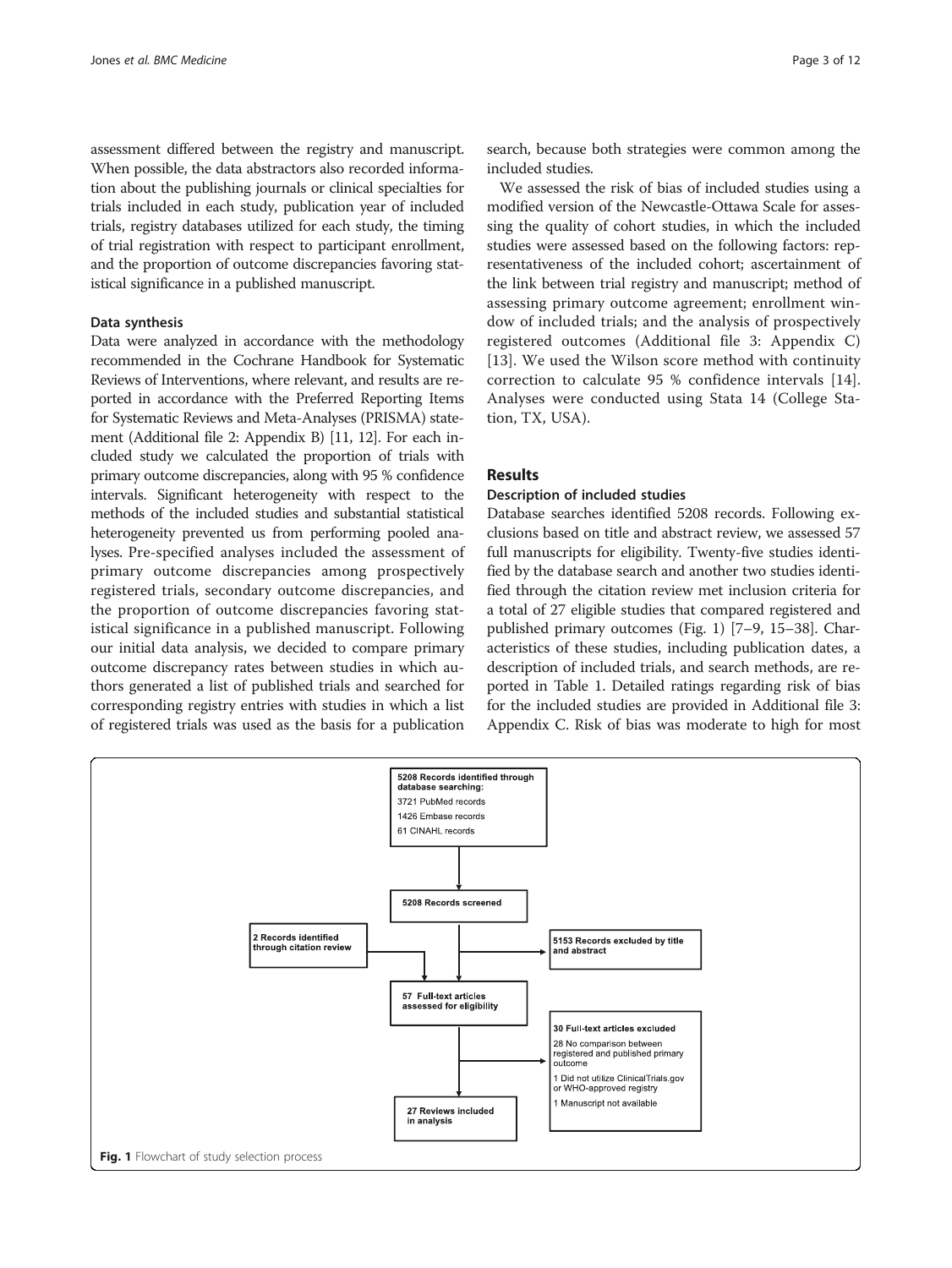assessment differed between the registry and manuscript. When possible, the data abstractors also recorded information about the publishing journals or clinical specialties for trials included in each study, publication year of included trials, registry databases utilized for each study, the timing of trial registration with respect to participant enrollment, and the proportion of outcome discrepancies favoring statistical significance in a published manuscript.

### Data synthesis

Data were analyzed in accordance with the methodology recommended in the Cochrane Handbook for Systematic Reviews of Interventions, where relevant, and results are reported in accordance with the Preferred Reporting Items for Systematic Reviews and Meta-Analyses (PRISMA) statement (Additional file 2: Appendix B) [11, 12]. For each included study we calculated the proportion of trials with primary outcome discrepancies, along with 95 % confidence intervals. Significant heterogeneity with respect to the methods of the included studies and substantial statistical heterogeneity prevented us from performing pooled analyses. Pre-specified analyses included the assessment of primary outcome discrepancies among prospectively registered trials, secondary outcome discrepancies, and the proportion of outcome discrepancies favoring statistical significance in a published manuscript. Following our initial data analysis, we decided to compare primary outcome discrepancy rates between studies in which authors generated a list of published trials and searched for corresponding registry entries with studies in which a list of registered trials was used as the basis for a publication search, because both strategies were common among the included studies.

We assessed the risk of bias of included studies using a modified version of the Newcastle-Ottawa Scale for assessing the quality of cohort studies, in which the included studies were assessed based on the following factors: representativeness of the included cohort; ascertainment of the link between trial registry and manuscript; method of assessing primary outcome agreement; enrollment window of included trials; and the analysis of prospectively registered outcomes (Additional file 3: Appendix C) [13]. We used the Wilson score method with continuity correction to calculate 95 % confidence intervals [14]. Analyses were conducted using Stata 14 (College Station, TX, USA).

## Results

### Description of included studies

Database searches identified 5208 records. Following exclusions based on title and abstract review, we assessed 57 full manuscripts for eligibility. Twenty-five studies identified by the database search and another two studies identified through the citation review met inclusion criteria for a total of 27 eligible studies that compared registered and published primary outcomes (Fig. 1) [7–9, 15–38]. Characteristics of these studies, including publication dates, a description of included trials, and search methods, are reported in Table 1. Detailed ratings regarding risk of bias for the included studies are provided in Additional file 3: Appendix C. Risk of bias was moderate to high for most

5208 Records identified through database searching:
3721 PubMed records
1426 Embase records
61 CINAHL records

5208 Records screened

2 Records identified through citation review

5153 Records excluded by title and abstract

57 Full-text articles assessed for eligibility

30 Full-text articles excluded
28 No comparison between registered and published primary outcome
1 Did not utilize ClinicalTrials.gov or WHO-approved registry
1 Manuscript not available

27 Reviews included in analysis

**Fig. 1** Flowchart of study selection process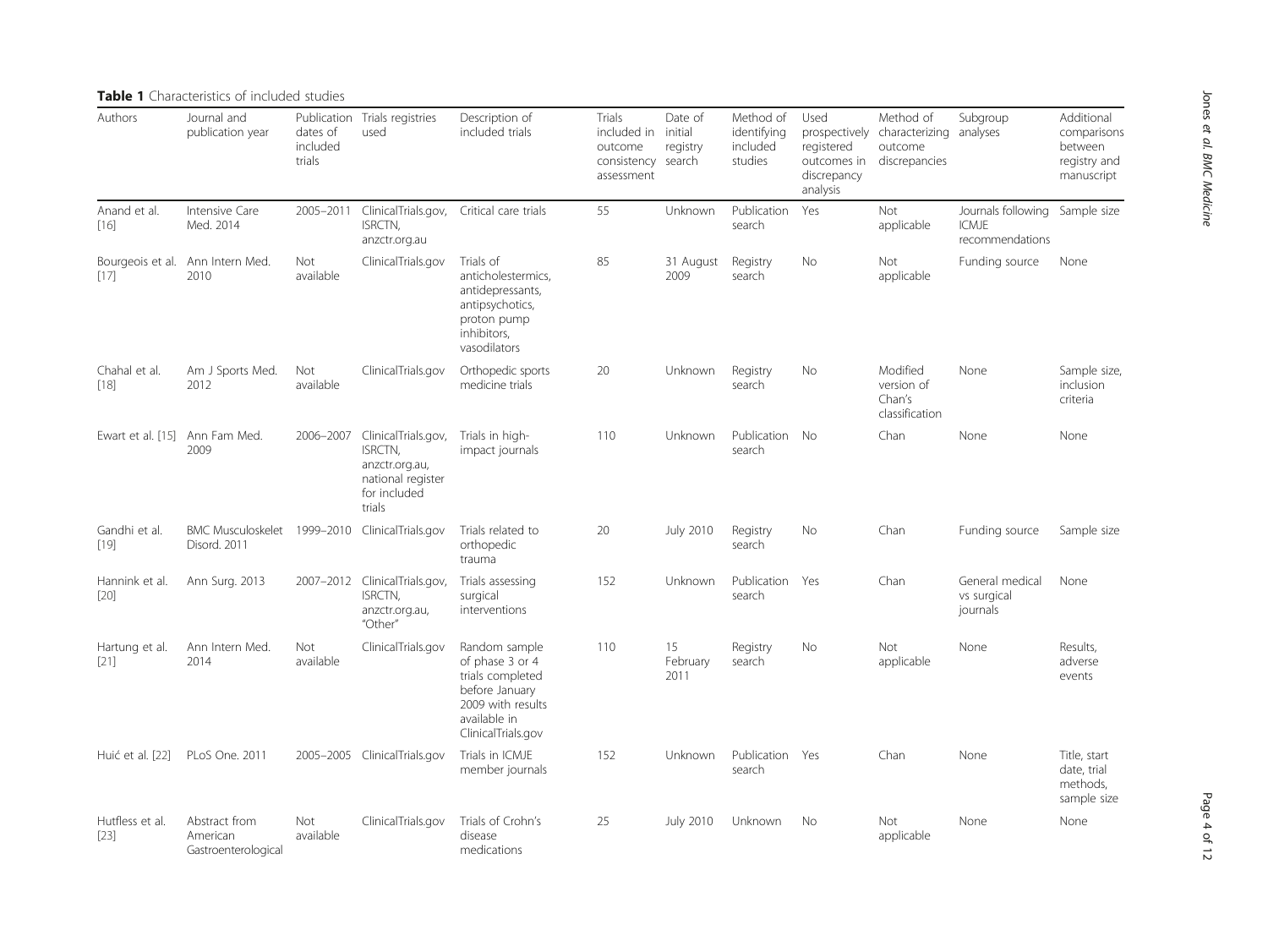**Table 1** Characteristics of included studies

| Authors | Journal and publication year | Publication dates of included trials | Trials registries used | Description of included trials | Trials included in outcome consistency assessment | Date of initial registry search | Method of identifying included studies | Used prospectively registered outcomes in discrepancy analysis | Method of characterizing outcome discrepancies | Subgroup analyses | Additional comparisons between registry and manuscript |
|---|---|---|---|---|---|---|---|---|---|---|---|
| Anand et al. [16] | Intensive Care Med. 2014 | 2005–2011 | ClinicalTrials.gov, ISRCTN, anzctr.org.au | Critical care trials | 55 | Unknown | Publication search | Yes | Not applicable | Journals following ICMJE recommendations | Sample size |
| Bourgeois et al. [17] | Ann Intern Med. 2010 | Not available | ClinicalTrials.gov | Trials of anticholestermics, antidepressants, antipsychotics, proton pump inhibitors, vasodilators | 85 | 31 August 2009 | Registry search | No | Not applicable | Funding source | None |
| Chahal et al. [18] | Am J Sports Med. 2012 | Not available | ClinicalTrials.gov | Orthopedic sports medicine trials | 20 | Unknown | Registry search | No | Modified version of Chan's classification | None | Sample size, inclusion criteria |
| Ewart et al. [15] | Ann Fam Med. 2009 | 2006–2007 | ClinicalTrials.gov, ISRCTN, anzctr.org.au, national register for included trials | Trials in high-impact journals | 110 | Unknown | Publication search | No | Chan | None | None |
| Gandhi et al. [19] | BMC Musculoskelet Disord. 2011 | 1999–2010 | ClinicalTrials.gov | Trials related to orthopedic trauma | 20 | July 2010 | Registry search | No | Chan | Funding source | Sample size |
| Hannink et al. [20] | Ann Surg. 2013 | 2007–2012 | ClinicalTrials.gov, ISRCTN, anzctr.org.au, "Other" | Trials assessing surgical interventions | 152 | Unknown | Publication search | Yes | Chan | General medical vs surgical journals | None |
| Hartung et al. [21] | Ann Intern Med. 2014 | Not available | ClinicalTrials.gov | Random sample of phase 3 or 4 trials completed before January 2009 with results available in ClinicalTrials.gov | 110 | 15 February 2011 | Registry search | No | Not applicable | None | Results, adverse events |
| Huić et al. [22] | PLoS One. 2011 | 2005–2005 | ClinicalTrials.gov | Trials in ICMJE member journals | 152 | Unknown | Publication search | Yes | Chan | None | Title, start date, trial methods, sample size |
| Hutfless et al. [23] | Abstract from American Gastroenterological | Not available | ClinicalTrials.gov | Trials of Crohn's disease medications | 25 | July 2010 | Unknown | No | Not applicable | None | None |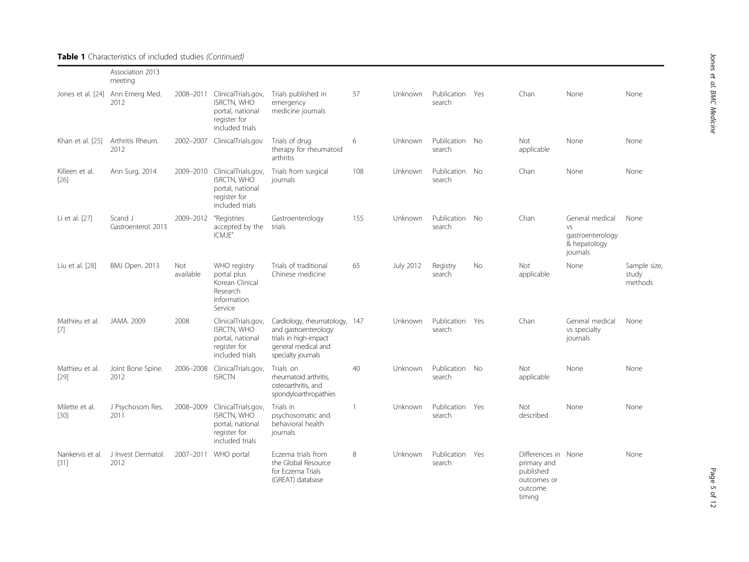**Table 1** Characteristics of included studies *(Continued)*

| | Association 2013 meeting | | | | | | | | | | |
|---|---|---|---|---|---|---|---|---|---|---|---|
| Jones et al. [24] | Ann Emerg Med. 2012 | 2008–2011 | ClinicalTrials.gov, ISRCTN, WHO portal, national register for included trials | Trials published in emergency medicine journals | 57 | Unknown | Publication search | Yes | Chan | None | None |
| Khan et al. [25] | Arthritis Rheum. 2012 | 2002–2007 | ClinicalTrials.gov | Trials of drug therapy for rheumatoid arthritis | 6 | Unknown | Publication search | No | Not applicable | None | None |
| Killeen et al. [26] | Ann Surg. 2014 | 2009–2010 | ClinicalTrials.gov, ISRCTN, WHO portal, national register for included trials | Trials from surgical journals | 108 | Unknown | Publication search | No | Chan | None | None |
| Li et al. [27] | Scand J Gastroenterol. 2013 | 2009–2012 | "Registries accepted by the ICMJE" | Gastroenterology trials | 155 | Unknown | Publication search | No | Chan | General medical vs gastroenterology & hepatology journals | None |
| Liu et al. [28] | BMJ Open. 2013 | Not available | WHO registry portal plus Korean Clinical Research Information Service | Trials of traditional Chinese medicine | 65 | July 2012 | Registry search | No | Not applicable | None | Sample size, study methods |
| Mathieu et al. [7] | JAMA. 2009 | 2008 | ClinicalTrials.gov, ISRCTN, WHO portal, national register for included trials | Cardiology, rheumatology, and gastroenterology trials in high-impact general medical and specialty journals | 147 | Unknown | Publication search | Yes | Chan | General medical vs specialty journals | None |
| Mathieu et al. [29] | Joint Bone Spine. 2012 | 2006–2008 | ClinicalTrials.gov, ISRCTN | Trials on rheumatoid arthritis, osteoarthritis, and spondyloarthropathies | 40 | Unknown | Publication search | No | Not applicable | None | None |
| Milette et al. [30] | J Psychosom Res. 2011 | 2008–2009 | ClinicalTrials.gov, ISRCTN, WHO portal, national register for included trials | Trials in psychosomatic and behavioral health journals | 1 | Unknown | Publication search | Yes | Not described | None | None |
| Nankervis et al. [31] | J Invest Dermatol. 2012 | 2007–2011 | WHO portal | Eczema trials from the Global Resource for Eczema Trials (GREAT) database | 8 | Unknown | Publication search | Yes | Differences in primary and published outcomes or outcome timing | None | None |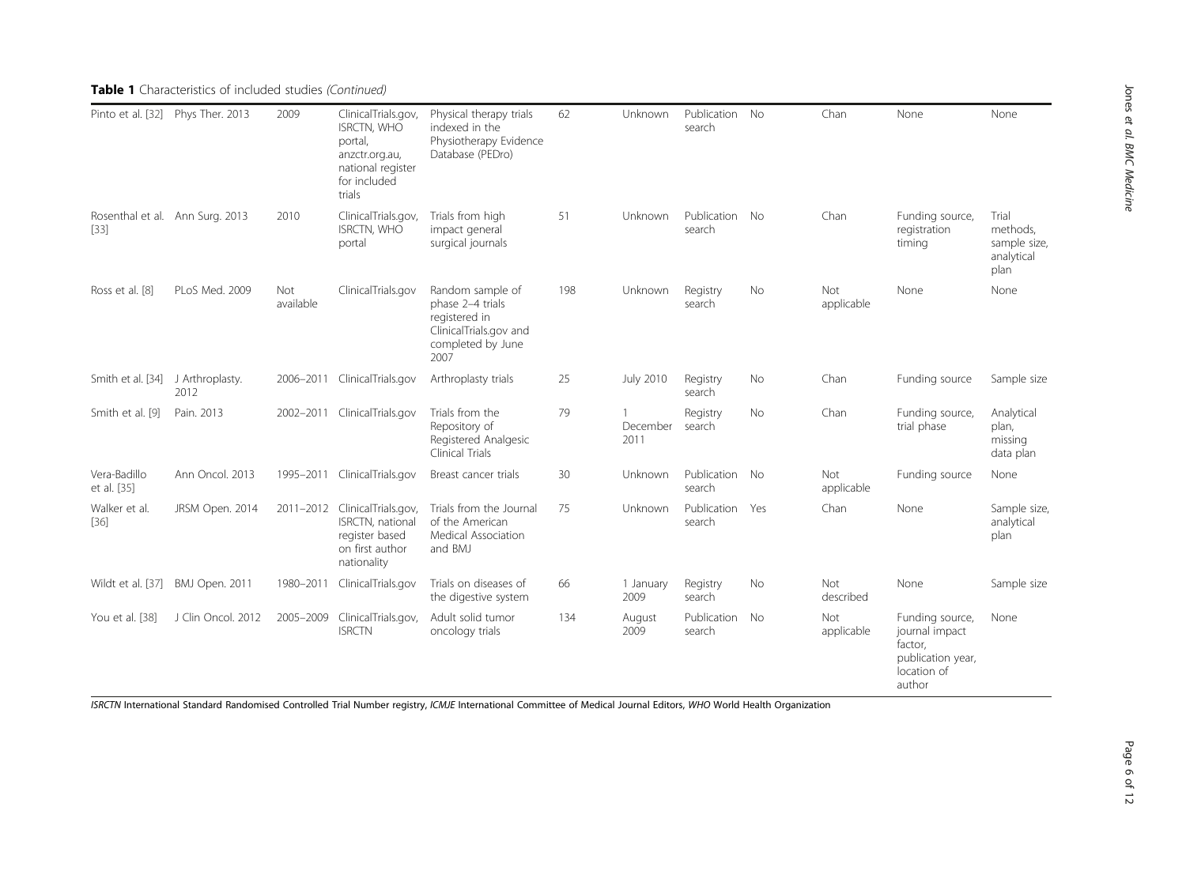**Table 1** Characteristics of included studies *(Continued)*

| | | | | | | | | | | | |
|---|---|---|---|---|---|---|---|---|---|---|---|
| Pinto et al. [32] | Phys Ther. 2013 | 2009 | ClinicalTrials.gov, ISRCTN, WHO portal, anzctr.org.au, national register for included trials | Physical therapy trials indexed in the Physiotherapy Evidence Database (PEDro) | 62 | Unknown | Publication search | No | Chan | None | None |
| Rosenthal et al. [33] | Ann Surg. 2013 | 2010 | ClinicalTrials.gov, ISRCTN, WHO portal | Trials from high impact general surgical journals | 51 | Unknown | Publication search | No | Chan | Funding source, registration timing | Trial methods, sample size, analytical plan |
| Ross et al. [8] | PLoS Med. 2009 | Not available | ClinicalTrials.gov | Random sample of phase 2–4 trials registered in ClinicalTrials.gov and completed by June 2007 | 198 | Unknown | Registry search | No | Not applicable | None | None |
| Smith et al. [34] | J Arthroplasty. 2012 | 2006–2011 | ClinicalTrials.gov | Arthroplasty trials | 25 | July 2010 | Registry search | No | Chan | Funding source | Sample size |
| Smith et al. [9] | Pain. 2013 | 2002–2011 | ClinicalTrials.gov | Trials from the Repository of Registered Analgesic Clinical Trials | 79 | 1 December 2011 | Registry search | No | Chan | Funding source, trial phase | Analytical plan, missing data plan |
| Vera-Badillo et al. [35] | Ann Oncol. 2013 | 1995–2011 | ClinicalTrials.gov | Breast cancer trials | 30 | Unknown | Publication search | No | Not applicable | Funding source | None |
| Walker et al. [36] | JRSM Open. 2014 | 2011–2012 | ClinicalTrials.gov, ISRCTN, national register based on first author nationality | Trials from the Journal of the American Medical Association and BMJ | 75 | Unknown | Publication search | Yes | Chan | None | Sample size, analytical plan |
| Wildt et al. [37] | BMJ Open. 2011 | 1980–2011 | ClinicalTrials.gov | Trials on diseases of the digestive system | 66 | 1 January 2009 | Registry search | No | Not described | None | Sample size |
| You et al. [38] | J Clin Oncol. 2012 | 2005–2009 | ClinicalTrials.gov, ISRCTN | Adult solid tumor oncology trials | 134 | August 2009 | Publication search | No | Not applicable | Funding source, journal impact factor, publication year, location of author | None |

*ISRCTN* International Standard Randomised Controlled Trial Number registry, *ICMJE* International Committee of Medical Journal Editors, *WHO* World Health Organization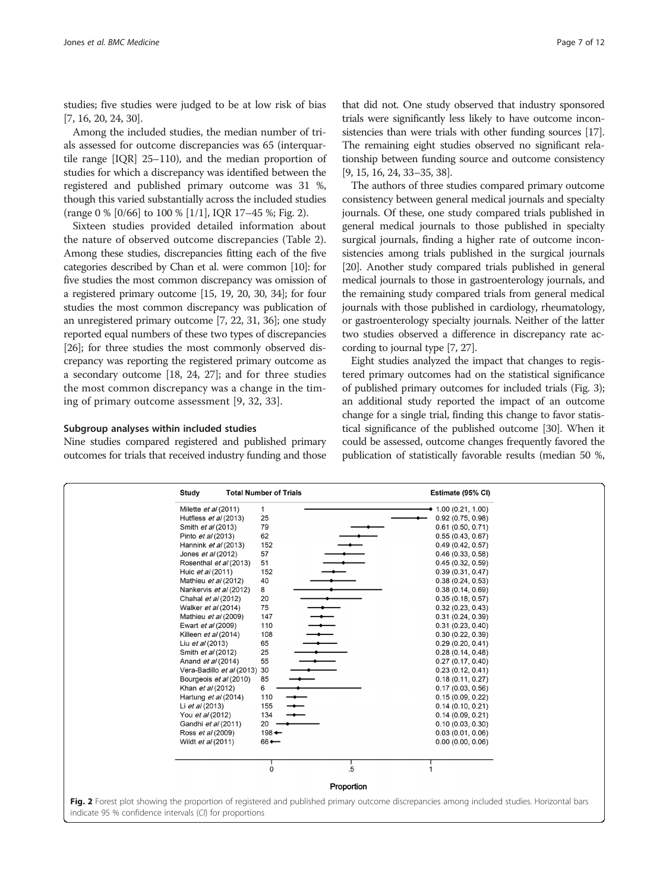studies; five studies were judged to be at low risk of bias [7, 16, 20, 24, 30].

Among the included studies, the median number of trials assessed for outcome discrepancies was 65 (interquartile range [IQR] 25–110), and the median proportion of studies for which a discrepancy was identified between the registered and published primary outcome was 31 %, though this varied substantially across the included studies (range 0 % [0/66] to 100 % [1/1], IQR 17–45 %; Fig. 2).

Sixteen studies provided detailed information about the nature of observed outcome discrepancies (Table 2). Among these studies, discrepancies fitting each of the five categories described by Chan et al. were common [10]: for five studies the most common discrepancy was omission of a registered primary outcome [15, 19, 20, 30, 34]; for four studies the most common discrepancy was publication of an unregistered primary outcome [7, 22, 31, 36]; one study reported equal numbers of these two types of discrepancies [26]; for three studies the most commonly observed discrepancy was reporting the registered primary outcome as a secondary outcome [18, 24, 27]; and for three studies the most common discrepancy was a change in the timing of primary outcome assessment [9, 32, 33].

### Subgroup analyses within included studies

Nine studies compared registered and published primary outcomes for trials that received industry funding and those that did not. One study observed that industry sponsored trials were significantly less likely to have outcome inconsistencies than were trials with other funding sources [17]. The remaining eight studies observed no significant relationship between funding source and outcome consistency [9, 15, 16, 24, 33–35, 38].

The authors of three studies compared primary outcome consistency between general medical journals and specialty journals. Of these, one study compared trials published in general medical journals to those published in specialty surgical journals, finding a higher rate of outcome inconsistencies among trials published in the surgical journals [20]. Another study compared trials published in general medical journals to those in gastroenterology journals, and the remaining study compared trials from general medical journals with those published in cardiology, rheumatology, or gastroenterology specialty journals. Neither of the latter two studies observed a difference in discrepancy rate according to journal type [7, 27].

Eight studies analyzed the impact that changes to registered primary outcomes had on the statistical significance of published primary outcomes for included trials (Fig. 3); an additional study reported the impact of an outcome change for a single trial, finding this change to favor statistical significance of the published outcome [30]. When it could be assessed, outcome changes frequently favored the publication of statistically favorable results (median 50 %,

| Study | Total Number of Trials | Estimate (95% CI) |
|---|---|---|
| Milette *et al* (2011) | 1 | 1.00 (0.21, 1.00) |
| Hutfless *et al* (2013) | 25 | 0.92 (0.75, 0.98) |
| Smith *et al* (2013) | 79 | 0.61 (0.50, 0.71) |
| Pinto *et al* (2013) | 62 | 0.55 (0.43, 0.67) |
| Hannink *et al* (2013) | 152 | 0.49 (0.42, 0.57) |
| Jones *et al* (2012) | 57 | 0.46 (0.33, 0.58) |
| Rosenthal *et al* (2013) | 51 | 0.45 (0.32, 0.59) |
| Huic *et al* (2011) | 152 | 0.39 (0.31, 0.47) |
| Mathieu *et al* (2012) | 40 | 0.38 (0.24, 0.53) |
| Nankervis *et al* (2012) | 8 | 0.38 (0.14, 0.69) |
| Chahal *et al* (2012) | 20 | 0.35 (0.18, 0.57) |
| Walker *et al* (2014) | 75 | 0.32 (0.23, 0.43) |
| Mathieu *et al* (2009) | 147 | 0.31 (0.24, 0.39) |
| Ewart *et al* (2009) | 110 | 0.31 (0.23, 0.40) |
| Killeen *et al* (2014) | 108 | 0.30 (0.22, 0.39) |
| Liu *et al* (2013) | 65 | 0.29 (0.20, 0.41) |
| Smith *et al* (2012) | 25 | 0.28 (0.14, 0.48) |
| Anand *et al* (2014) | 55 | 0.27 (0.17, 0.40) |
| Vera-Badillo *et al* (2013) | 30 | 0.23 (0.12, 0.41) |
| Bourgeois *et al* (2010) | 85 | 0.18 (0.11, 0.27) |
| Khan *et al* (2012) | 6 | 0.17 (0.03, 0.56) |
| Hartung *et al* (2014) | 110 | 0.15 (0.09, 0.22) |
| Li *et al* (2013) | 155 | 0.14 (0.10, 0.21) |
| You *et al* (2012) | 134 | 0.14 (0.09, 0.21) |
| Gandhi *et al* (2011) | 20 | 0.10 (0.03, 0.30) |
| Ross *et al* (2009) | 198 | 0.03 (0.01, 0.06) |
| Wildt *et al* (2011) | 66 | 0.00 (0.00, 0.06) |

**Fig. 2** Forest plot showing the proportion of registered and published primary outcome discrepancies among included studies. Horizontal bars indicate 95 % confidence intervals (*CI*) for proportions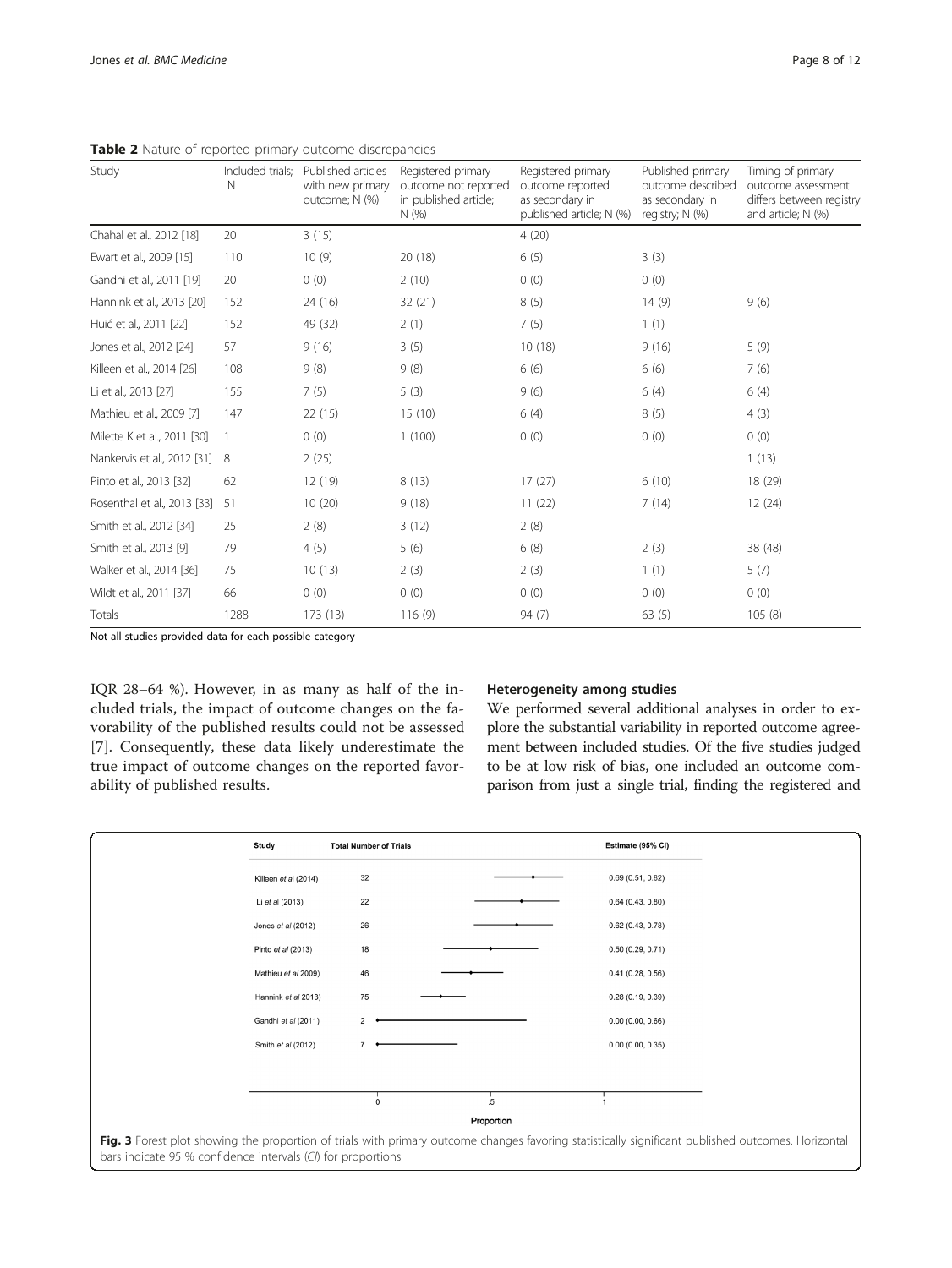**Table 2** Nature of reported primary outcome discrepancies

| Study | Included trials; N | Published articles with new primary outcome; N (%) | Registered primary outcome not reported in published article; N (%) | Registered primary outcome reported as secondary in published article; N (%) | Published primary outcome described as secondary in registry; N (%) | Timing of primary outcome assessment differs between registry and article; N (%) |
|---|---|---|---|---|---|---|
| Chahal et al., 2012 [18] | 20 | 3 (15) | | 4 (20) | | |
| Ewart et al., 2009 [15] | 110 | 10 (9) | 20 (18) | 6 (5) | 3 (3) | |
| Gandhi et al., 2011 [19] | 20 | 0 (0) | 2 (10) | 0 (0) | 0 (0) | |
| Hannink et al., 2013 [20] | 152 | 24 (16) | 32 (21) | 8 (5) | 14 (9) | 9 (6) |
| Huić et al., 2011 [22] | 152 | 49 (32) | 2 (1) | 7 (5) | 1 (1) | |
| Jones et al., 2012 [24] | 57 | 9 (16) | 3 (5) | 10 (18) | 9 (16) | 5 (9) |
| Killeen et al., 2014 [26] | 108 | 9 (8) | 9 (8) | 6 (6) | 6 (6) | 7 (6) |
| Li et al., 2013 [27] | 155 | 7 (5) | 5 (3) | 9 (6) | 6 (4) | 6 (4) |
| Mathieu et al., 2009 [7] | 147 | 22 (15) | 15 (10) | 6 (4) | 8 (5) | 4 (3) |
| Milette K et al., 2011 [30] | 1 | 0 (0) | 1 (100) | 0 (0) | 0 (0) | 0 (0) |
| Nankervis et al., 2012 [31] | 8 | 2 (25) | | | | 1 (13) |
| Pinto et al., 2013 [32] | 62 | 12 (19) | 8 (13) | 17 (27) | 6 (10) | 18 (29) |
| Rosenthal et al., 2013 [33] | 51 | 10 (20) | 9 (18) | 11 (22) | 7 (14) | 12 (24) |
| Smith et al., 2012 [34] | 25 | 2 (8) | 3 (12) | 2 (8) | | |
| Smith et al., 2013 [9] | 79 | 4 (5) | 5 (6) | 6 (8) | 2 (3) | 38 (48) |
| Walker et al., 2014 [36] | 75 | 10 (13) | 2 (3) | 2 (3) | 1 (1) | 5 (7) |
| Wildt et al., 2011 [37] | 66 | 0 (0) | 0 (0) | 0 (0) | 0 (0) | 0 (0) |
| Totals | 1288 | 173 (13) | 116 (9) | 94 (7) | 63 (5) | 105 (8) |

Not all studies provided data for each possible category

IQR 28–64 %). However, in as many as half of the included trials, the impact of outcome changes on the favorability of the published results could not be assessed [7]. Consequently, these data likely underestimate the true impact of outcome changes on the reported favorability of published results.

### Heterogeneity among studies

We performed several additional analyses in order to explore the substantial variability in reported outcome agreement between included studies. Of the five studies judged to be at low risk of bias, one included an outcome comparison from just a single trial, finding the registered and

**Fig. 3** Forest plot showing the proportion of trials with primary outcome changes favoring statistically significant published outcomes. Horizontal bars indicate 95 % confidence intervals (*CI*) for proportions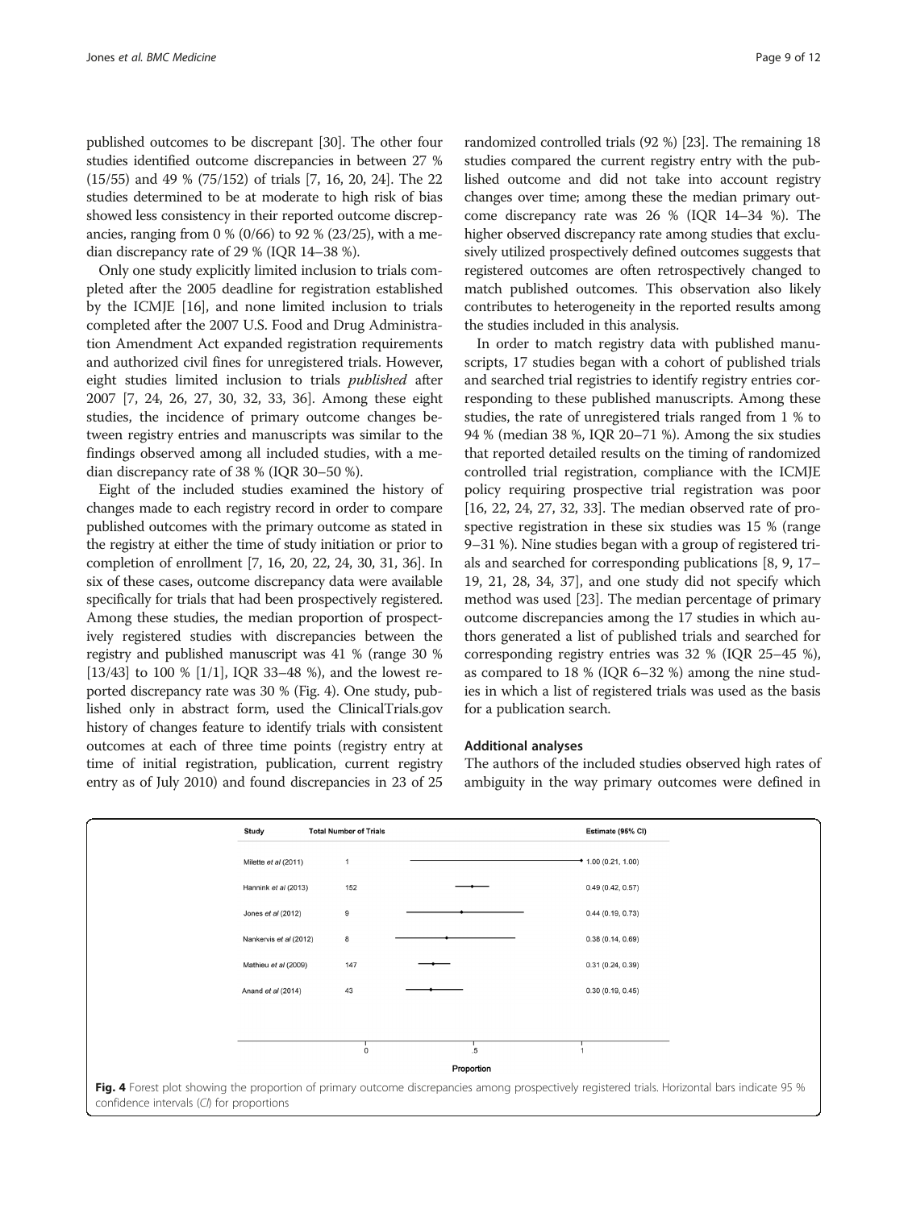published outcomes to be discrepant [30]. The other four studies identified outcome discrepancies in between 27 % (15/55) and 49 % (75/152) of trials [7, 16, 20, 24]. The 22 studies determined to be at moderate to high risk of bias showed less consistency in their reported outcome discrepancies, ranging from 0 % (0/66) to 92 % (23/25), with a median discrepancy rate of 29 % (IQR 14–38 %).

Only one study explicitly limited inclusion to trials completed after the 2005 deadline for registration established by the ICMJE [16], and none limited inclusion to trials completed after the 2007 U.S. Food and Drug Administration Amendment Act expanded registration requirements and authorized civil fines for unregistered trials. However, eight studies limited inclusion to trials *published* after 2007 [7, 24, 26, 27, 30, 32, 33, 36]. Among these eight studies, the incidence of primary outcome changes between registry entries and manuscripts was similar to the findings observed among all included studies, with a median discrepancy rate of 38 % (IQR 30–50 %).

Eight of the included studies examined the history of changes made to each registry record in order to compare published outcomes with the primary outcome as stated in the registry at either the time of study initiation or prior to completion of enrollment [7, 16, 20, 22, 24, 30, 31, 36]. In six of these cases, outcome discrepancy data were available specifically for trials that had been prospectively registered. Among these studies, the median proportion of prospectively registered studies with discrepancies between the registry and published manuscript was 41 % (range 30 % [13/43] to 100 % [1/1], IQR 33–48 %), and the lowest reported discrepancy rate was 30 % (Fig. 4). One study, published only in abstract form, used the ClinicalTrials.gov history of changes feature to identify trials with consistent outcomes at each of three time points (registry entry at time of initial registration, publication, current registry entry as of July 2010) and found discrepancies in 23 of 25 randomized controlled trials (92 %) [23]. The remaining 18 studies compared the current registry entry with the published outcome and did not take into account registry changes over time; among these the median primary outcome discrepancy rate was 26 % (IQR 14–34 %). The higher observed discrepancy rate among studies that exclusively utilized prospectively defined outcomes suggests that registered outcomes are often retrospectively changed to match published outcomes. This observation also likely contributes to heterogeneity in the reported results among the studies included in this analysis.

In order to match registry data with published manuscripts, 17 studies began with a cohort of published trials and searched trial registries to identify registry entries corresponding to these published manuscripts. Among these studies, the rate of unregistered trials ranged from 1 % to 94 % (median 38 %, IQR 20–71 %). Among the six studies that reported detailed results on the timing of randomized controlled trial registration, compliance with the ICMJE policy requiring prospective trial registration was poor [16, 22, 24, 27, 32, 33]. The median observed rate of prospective registration in these six studies was 15 % (range 9–31 %). Nine studies began with a group of registered trials and searched for corresponding publications [8, 9, 17–19, 21, 28, 34, 37], and one study did not specify which method was used [23]. The median percentage of primary outcome discrepancies among the 17 studies in which authors generated a list of published trials and searched for corresponding registry entries was 32 % (IQR 25–45 %), as compared to 18 % (IQR 6–32 %) among the nine studies in which a list of registered trials was used as the basis for a publication search.

## Additional analyses

The authors of the included studies observed high rates of ambiguity in the way primary outcomes were defined in

| Study | Total Number of Trials | Estimate (95% CI) |
|---|---|---|
| Milette *et al* (2011) | 1 | 1.00 (0.21, 1.00) |
| Hannink *et al* (2013) | 152 | 0.49 (0.42, 0.57) |
| Jones *et al* (2012) | 9 | 0.44 (0.19, 0.73) |
| Nankervis *et al* (2012) | 8 | 0.38 (0.14, 0.69) |
| Mathieu *et al* (2009) | 147 | 0.31 (0.24, 0.39) |
| Anand *et al* (2014) | 43 | 0.30 (0.19, 0.45) |

**Fig. 4** Forest plot showing the proportion of primary outcome discrepancies among prospectively registered trials. Horizontal bars indicate 95 % confidence intervals (*CI*) for proportions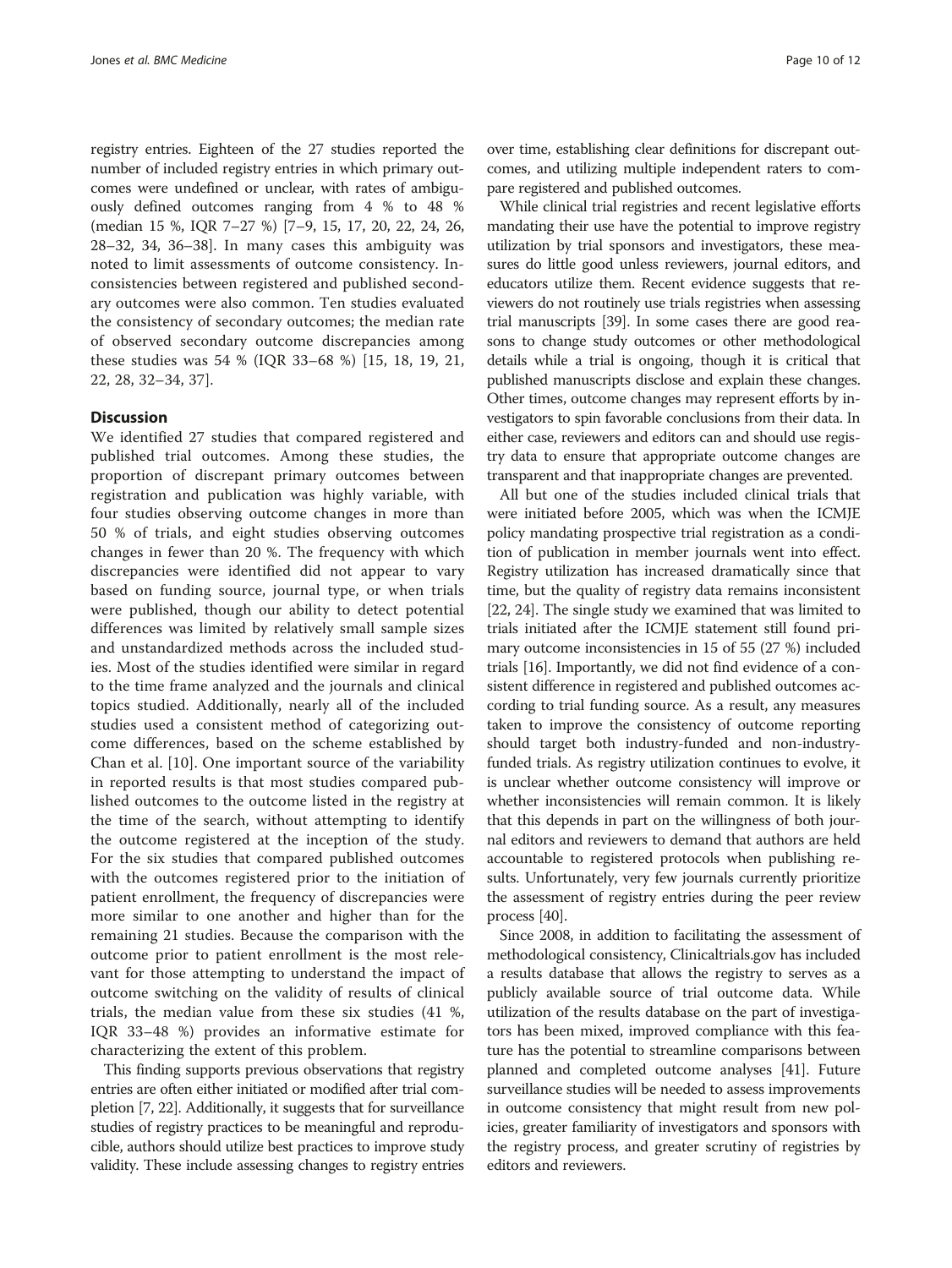registry entries. Eighteen of the 27 studies reported the number of included registry entries in which primary outcomes were undefined or unclear, with rates of ambiguously defined outcomes ranging from 4 % to 48 % (median 15 %, IQR 7–27 %) [7–9, 15, 17, 20, 22, 24, 26, 28–32, 34, 36–38]. In many cases this ambiguity was noted to limit assessments of outcome consistency. Inconsistencies between registered and published secondary outcomes were also common. Ten studies evaluated the consistency of secondary outcomes; the median rate of observed secondary outcome discrepancies among these studies was 54 % (IQR 33–68 %) [15, 18, 19, 21, 22, 28, 32–34, 37].

## Discussion

We identified 27 studies that compared registered and published trial outcomes. Among these studies, the proportion of discrepant primary outcomes between registration and publication was highly variable, with four studies observing outcome changes in more than 50 % of trials, and eight studies observing outcomes changes in fewer than 20 %. The frequency with which discrepancies were identified did not appear to vary based on funding source, journal type, or when trials were published, though our ability to detect potential differences was limited by relatively small sample sizes and unstandardized methods across the included studies. Most of the studies identified were similar in regard to the time frame analyzed and the journals and clinical topics studied. Additionally, nearly all of the included studies used a consistent method of categorizing outcome differences, based on the scheme established by Chan et al. [10]. One important source of the variability in reported results is that most studies compared published outcomes to the outcome listed in the registry at the time of the search, without attempting to identify the outcome registered at the inception of the study. For the six studies that compared published outcomes with the outcomes registered prior to the initiation of patient enrollment, the frequency of discrepancies were more similar to one another and higher than for the remaining 21 studies. Because the comparison with the outcome prior to patient enrollment is the most relevant for those attempting to understand the impact of outcome switching on the validity of results of clinical trials, the median value from these six studies (41 %, IQR 33–48 %) provides an informative estimate for characterizing the extent of this problem.

This finding supports previous observations that registry entries are often either initiated or modified after trial completion [7, 22]. Additionally, it suggests that for surveillance studies of registry practices to be meaningful and reproducible, authors should utilize best practices to improve study validity. These include assessing changes to registry entries over time, establishing clear definitions for discrepant outcomes, and utilizing multiple independent raters to compare registered and published outcomes.

While clinical trial registries and recent legislative efforts mandating their use have the potential to improve registry utilization by trial sponsors and investigators, these measures do little good unless reviewers, journal editors, and educators utilize them. Recent evidence suggests that reviewers do not routinely use trials registries when assessing trial manuscripts [39]. In some cases there are good reasons to change study outcomes or other methodological details while a trial is ongoing, though it is critical that published manuscripts disclose and explain these changes. Other times, outcome changes may represent efforts by investigators to spin favorable conclusions from their data. In either case, reviewers and editors can and should use registry data to ensure that appropriate outcome changes are transparent and that inappropriate changes are prevented.

All but one of the studies included clinical trials that were initiated before 2005, which was when the ICMJE policy mandating prospective trial registration as a condition of publication in member journals went into effect. Registry utilization has increased dramatically since that time, but the quality of registry data remains inconsistent [22, 24]. The single study we examined that was limited to trials initiated after the ICMJE statement still found primary outcome inconsistencies in 15 of 55 (27 %) included trials [16]. Importantly, we did not find evidence of a consistent difference in registered and published outcomes according to trial funding source. As a result, any measures taken to improve the consistency of outcome reporting should target both industry-funded and non-industry-funded trials. As registry utilization continues to evolve, it is unclear whether outcome consistency will improve or whether inconsistencies will remain common. It is likely that this depends in part on the willingness of both journal editors and reviewers to demand that authors are held accountable to registered protocols when publishing results. Unfortunately, very few journals currently prioritize the assessment of registry entries during the peer review process [40].

Since 2008, in addition to facilitating the assessment of methodological consistency, Clinicaltrials.gov has included a results database that allows the registry to serves as a publicly available source of trial outcome data. While utilization of the results database on the part of investigators has been mixed, improved compliance with this feature has the potential to streamline comparisons between planned and completed outcome analyses [41]. Future surveillance studies will be needed to assess improvements in outcome consistency that might result from new policies, greater familiarity of investigators and sponsors with the registry process, and greater scrutiny of registries by editors and reviewers.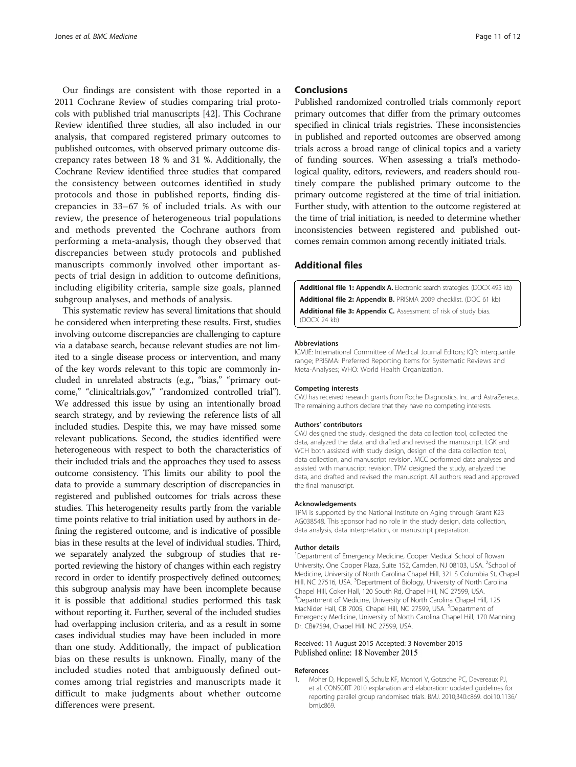Our findings are consistent with those reported in a 2011 Cochrane Review of studies comparing trial protocols with published trial manuscripts [42]. This Cochrane Review identified three studies, all also included in our analysis, that compared registered primary outcomes to published outcomes, with observed primary outcome discrepancy rates between 18 % and 31 %. Additionally, the Cochrane Review identified three studies that compared the consistency between outcomes identified in study protocols and those in published reports, finding discrepancies in 33–67 % of included trials. As with our review, the presence of heterogeneous trial populations and methods prevented the Cochrane authors from performing a meta-analysis, though they observed that discrepancies between study protocols and published manuscripts commonly involved other important aspects of trial design in addition to outcome definitions, including eligibility criteria, sample size goals, planned subgroup analyses, and methods of analysis.

This systematic review has several limitations that should be considered when interpreting these results. First, studies involving outcome discrepancies are challenging to capture via a database search, because relevant studies are not limited to a single disease process or intervention, and many of the key words relevant to this topic are commonly included in unrelated abstracts (e.g., "bias," "primary outcome," "clinicaltrials.gov," "randomized controlled trial"). We addressed this issue by using an intentionally broad search strategy, and by reviewing the reference lists of all included studies. Despite this, we may have missed some relevant publications. Second, the studies identified were heterogeneous with respect to both the characteristics of their included trials and the approaches they used to assess outcome consistency. This limits our ability to pool the data to provide a summary description of discrepancies in registered and published outcomes for trials across these studies. This heterogeneity results partly from the variable time points relative to trial initiation used by authors in defining the registered outcome, and is indicative of possible bias in these results at the level of individual studies. Third, we separately analyzed the subgroup of studies that reported reviewing the history of changes within each registry record in order to identify prospectively defined outcomes; this subgroup analysis may have been incomplete because it is possible that additional studies performed this task without reporting it. Further, several of the included studies had overlapping inclusion criteria, and as a result in some cases individual studies may have been included in more than one study. Additionally, the impact of publication bias on these results is unknown. Finally, many of the included studies noted that ambiguously defined outcomes among trial registries and manuscripts made it difficult to make judgments about whether outcome differences were present.

## Conclusions

Published randomized controlled trials commonly report primary outcomes that differ from the primary outcomes specified in clinical trials registries. These inconsistencies in published and reported outcomes are observed among trials across a broad range of clinical topics and a variety of funding sources. When assessing a trial's methodological quality, editors, reviewers, and readers should routinely compare the published primary outcome to the primary outcome registered at the time of trial initiation. Further study, with attention to the outcome registered at the time of trial initiation, is needed to determine whether inconsistencies between registered and published outcomes remain common among recently initiated trials.

## Additional files

**Additional file 1: Appendix A.** Electronic search strategies. (DOCX 495 kb)

**Additional file 2: Appendix B.** PRISMA 2009 checklist. (DOC 61 kb)

**Additional file 3: Appendix C.** Assessment of risk of study bias. (DOCX 24 kb)

#### Abbreviations

ICMJE: International Committee of Medical Journal Editors; IQR: interquartile range; PRISMA: Preferred Reporting Items for Systematic Reviews and Meta-Analyses; WHO: World Health Organization.

#### Competing interests

CWJ has received research grants from Roche Diagnostics, Inc. and AstraZeneca. The remaining authors declare that they have no competing interests.

#### Authors' contributors

CWJ designed the study, designed the data collection tool, collected the data, analyzed the data, and drafted and revised the manuscript. LGK and WCH both assisted with study design, design of the data collection tool, data collection, and manuscript revision. MCC performed data analyses and assisted with manuscript revision. TPM designed the study, analyzed the data, and drafted and revised the manuscript. All authors read and approved the final manuscript.

#### Acknowledgements

TPM is supported by the National Institute on Aging through Grant K23 AG038548. This sponsor had no role in the study design, data collection, data analysis, data interpretation, or manuscript preparation.

#### Author details

[1]Department of Emergency Medicine, Cooper Medical School of Rowan University, One Cooper Plaza, Suite 152, Camden, NJ 08103, USA. [2]School of Medicine, University of North Carolina Chapel Hill, 321 S Columbia St, Chapel Hill, NC 27516, USA. [3]Department of Biology, University of North Carolina Chapel Hill, Coker Hall, 120 South Rd, Chapel Hill, NC 27599, USA. [4]Department of Medicine, University of North Carolina Chapel Hill, 125 MacNider Hall, CB 7005, Chapel Hill, NC 27599, USA. [5]Department of Emergency Medicine, University of North Carolina Chapel Hill, 170 Manning Dr. CB#7594, Chapel Hill, NC 27599, USA.

Received: 11 August 2015 Accepted: 3 November 2015
Published online: 18 November 2015

#### References

1. Moher D, Hopewell S, Schulz KF, Montori V, Gotzsche PC, Devereaux PJ, et al. CONSORT 2010 explanation and elaboration: updated guidelines for reporting parallel group randomised trials. BMJ. 2010;340:c869. doi:10.1136/bmj.c869.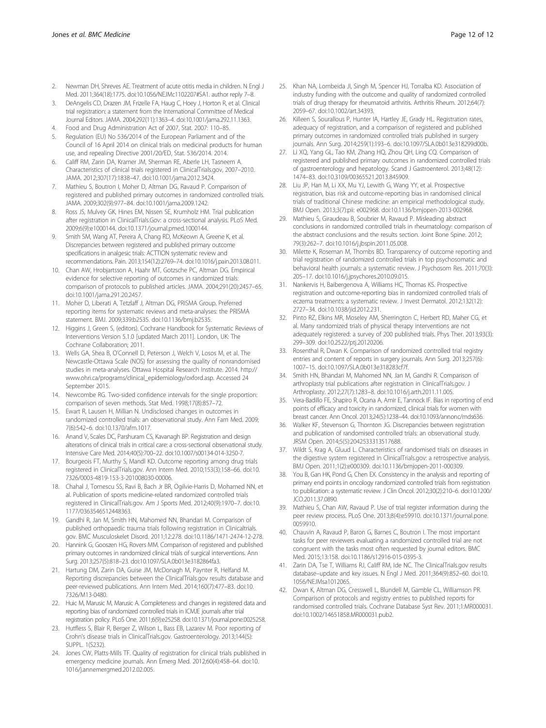2. Newman DH, Shreves AE. Treatment of acute otitis media in children. N Engl J Med. 2011;364(18):1775. doi:10.1056/NEJMc1102207#SA1. author reply 7–8.
3. DeAngelis CD, Drazen JM, Frizelle FA, Haug C, Hoey J, Horton R, et al. Clinical trial registration: a statement from the International Committee of Medical Journal Editors. JAMA. 2004;292(11):1363–4. doi:10.1001/jama.292.11.1363.
4. Food and Drug Administration Act of 2007, Stat. 2007: 110–85.
5. Regulation (EU) No 536/2014 of the European Parliament and of the Council of 16 April 2014 on clinical trials on medicinal products for human use, and repealing Directive 2001/20/ED, Stat. 536/2014. 2014.
6. Califf RM, Zarin DA, Kramer JM, Sherman RE, Aberle LH, Tasneem A. Characteristics of clinical trials registered in ClinicalTrials.gov, 2007–2010. JAMA. 2012;307(17):1838–47. doi:10.1001/jama.2012.3424.
7. Mathieu S, Boutron I, Moher D, Altman DG, Ravaud P. Comparison of registered and published primary outcomes in randomized controlled trials. JAMA. 2009;302(9):977–84. doi:10.1001/jama.2009.1242.
8. Ross JS, Mulvey GK, Hines EM, Nissen SE, Krumholz HM. Trial publication after registration in ClinicalTrials.Gov: a cross-sectional analysis. PLoS Med. 2009;6(9):e1000144. doi:10.1371/journal.pmed.1000144.
9. Smith SM, Wang AT, Pereira A, Chang RD, McKeown A, Greene K, et al. Discrepancies between registered and published primary outcome specifications in analgesic trials: ACTTION systematic review and recommendations. Pain. 2013;154(12):2769–74. doi:10.1016/j.pain.2013.08.011.
10. Chan AW, Hrobjartsson A, Haahr MT, Gotzsche PC, Altman DG. Empirical evidence for selective reporting of outcomes in randomized trials: comparison of protocols to published articles. JAMA. 2004;291(20):2457–65. doi:10.1001/jama.291.20.2457.
11. Moher D, Liberati A, Tetzlaff J, Altman DG, PRISMA Group. Preferred reporting items for systematic reviews and meta-analyses: the PRISMA statement. BMJ. 2009;339:b2535. doi:10.1136/bmj.b2535.
12. Higgins J, Green S, (editors). Cochrane Handbook for Systematic Reviews of Interventions Version 5.1.0 [updated March 2011]. London, UK: The Cochrane Collaboration; 2011.
13. Wells GA, Shea B, O'Connell D, Peterson J, Welch V, Losos M, et al. The Newcastle-Ottawa Scale (NOS) for assessing the quality of nonrandomised studies in meta-analyses. Ottawa Hospital Research Institute. 2014. http://www.ohri.ca/programs/clinical_epidemiology/oxford.asp. Accessed 24 September 2015.
14. Newcombe RG. Two-sided confidence intervals for the single proportion: comparison of seven methods. Stat Med. 1998;17(8):857–72.
15. Ewart R, Lausen H, Millian N. Undisclosed changes in outcomes in randomized controlled trials: an observational study. Ann Fam Med. 2009; 7(6):542–6. doi:10.1370/afm.1017.
16. Anand V, Scales DC, Parshuram CS, Kavanagh BP. Registration and design alterations of clinical trials in critical care: a cross-sectional observational study. Intensive Care Med. 2014;40(5):700–22. doi:10.1007/s00134-014-3250-7.
17. Bourgeois FT, Murthy S, Mandl KD. Outcome reporting among drug trials registered in ClinicalTrials.gov. Ann Intern Med. 2010;153(3):158–66. doi:10.7326/0003-4819-153-3-201008030-00006.
18. Chahal J, Tomescu SS, Ravi B, Bach Jr BR, Ogilvie-Harris D, Mohamed NN, et al. Publication of sports medicine-related randomized controlled trials registered in ClinicalTrials.gov. Am J Sports Med. 2012;40(9):1970–7. doi:10.1177/0363546512448363.
19. Gandhi R, Jan M, Smith HN, Mahomed NN, Bhandari M. Comparison of published orthopaedic trauma trials following registration in Clinicaltrials.gov. BMC Musculoskelet Disord. 2011;12:278. doi:10.1186/1471-2474-12-278.
20. Hannink G, Gooszen HG, Rovers MM. Comparison of registered and published primary outcomes in randomized clinical trials of surgical interventions. Ann Surg. 2013;257(5):818–23. doi:10.1097/SLA.0b013e3182864fa3.
21. Hartung DM, Zarin DA, Guise JM, McDonagh M, Paynter R, Helfand M. Reporting discrepancies between the ClinicalTrials.gov results database and peer-reviewed publications. Ann Intern Med. 2014;160(7):477–83. doi:10.7326/M13-0480.
22. Huic M, Marusic M, Marusic A. Completeness and changes in registered data and reporting bias of randomized controlled trials in ICMJE journals after trial registration policy. PLoS One. 2011;6(9):e25258. doi:10.1371/journal.pone.0025258.
23. Hutfless S, Blair R, Berger Z, Wilson L, Bass EB, Lazarev M. Poor reporting of Crohn's disease trials in ClinicalTrials.gov. Gastroenterology. 2013;144(5): SUPPL. 1(S232).
24. Jones CW, Platts-Mills TF. Quality of registration for clinical trials published in emergency medicine journals. Ann Emerg Med. 2012;60(4):458–64. doi:10.1016/j.annemergmed.2012.02.005.
25. Khan NA, Lombeida JI, Singh M, Spencer HJ, Torralba KD. Association of industry funding with the outcome and quality of randomized controlled trials of drug therapy for rheumatoid arthritis. Arthritis Rheum. 2012;64(7): 2059–67. doi:10.1002/art.34393.
26. Killeen S, Sourallous P, Hunter IA, Hartley JE, Grady HL. Registration rates, adequacy of registration, and a comparison of registered and published primary outcomes in randomized controlled trials published in surgery journals. Ann Surg. 2014;259(1):193–6. doi:10.1097/SLA.0b013e318299d00b.
27. Li XQ, Yang GL, Tao KM, Zhang HQ, Zhou QH, Ling CQ. Comparison of registered and published primary outcomes in randomized controlled trials of gastroenterology and hepatology. Scand J Gastroenterol. 2013;48(12): 1474–83. doi:10.3109/00365521.2013.845909.
28. Liu JP, Han M, Li XX, Mu YJ, Lewith G, Wang YY, et al. Prospective registration, bias risk and outcome-reporting bias in randomised clinical trials of traditional Chinese medicine: an empirical methodological study. BMJ Open. 2013;3(7):pii: e002968. doi:10.1136/bmjopen-2013-002968.
29. Mathieu S, Giraudeau B, Soubrier M, Ravaud P. Misleading abstract conclusions in randomized controlled trials in rheumatology: comparison of the abstract conclusions and the results section. Joint Bone Spine. 2012; 79(3):262–7. doi:10.1016/j.jbspin.2011.05.008.
30. Milette K, Roseman M, Thombs BD. Transparency of outcome reporting and trial registration of randomized controlled trials in top psychosomatic and behavioral health journals: a systematic review. J Psychosom Res. 2011;70(3): 205–17. doi:10.1016/j.jpsychores.2010.09.015.
31. Nankervis H, Baibergenova A, Williams HC, Thomas KS. Prospective registration and outcome-reporting bias in randomized controlled trials of eczema treatments: a systematic review. J Invest Dermatol. 2012;132(12): 2727–34. doi:10.1038/jid.2012.231.
32. Pinto RZ, Elkins MR, Moseley AM, Sherrington C, Herbert RD, Maher CG, et al. Many randomized trials of physical therapy interventions are not adequately registered: a survey of 200 published trials. Phys Ther. 2013;93(3): 299–309. doi:10.2522/ptj.20120206.
33. Rosenthal R, Dwan K. Comparison of randomized controlled trial registry entries and content of reports in surgery journals. Ann Surg. 2013;257(6): 1007–15. doi:10.1097/SLA.0b013e318283cf7f.
34. Smith HN, Bhandari M, Mahomed NN, Jan M, Gandhi R. Comparison of arthroplasty trial publications after registration in ClinicalTrials.gov. J Arthroplasty. 2012;27(7):1283–8. doi:10.1016/j.arth.2011.11.005.
35. Vera-Badillo FE, Shapiro R, Ocana A, Amir E, Tannock IF. Bias in reporting of end points of efficacy and toxicity in randomized, clinical trials for women with breast cancer. Ann Oncol. 2013;24(5):1238–44. doi:10.1093/annonc/mds636.
36. Walker KF, Stevenson G, Thornton JG. Discrepancies between registration and publication of randomised controlled trials: an observational study. JRSM Open. 2014;5(5):2042533313517688.
37. Wildt S, Krag A, Gluud L. Characteristics of randomised trials on diseases in the digestive system registered in ClinicalTrials.gov: a retrospective analysis. BMJ Open. 2011;1(2):e000309. doi:10.1136/bmjopen-2011-000309.
38. You B, Gan HK, Pond G, Chen EX. Consistency in the analysis and reporting of primary end points in oncology randomized controlled trials from registration to publication: a systematic review. J Clin Oncol. 2012;30(2):210–6. doi:10.1200/JCO.2011.37.0890.
39. Mathieu S, Chan AW, Ravaud P. Use of trial register information during the peer review process. PLoS One. 2013;8(4):e59910. doi:10.1371/journal.pone.0059910.
40. Chauvin A, Ravaud P, Baron G, Barnes C, Boutron I. The most important tasks for peer reviewers evaluating a randomized controlled trial are not congruent with the tasks most often requested by journal editors. BMC Med. 2015;13:158. doi:10.1186/s12916-015-0395-3.
41. Zarin DA, Tse T, Williams RJ, Califf RM, Ide NC. The ClinicalTrials.gov results database–update and key issues. N Engl J Med. 2011;364(9):852–60. doi:10.1056/NEJMsa1012065.
42. Dwan K, Altman DG, Cresswell L, Blundell M, Gamble CL, Williamson PR. Comparison of protocols and registry entries to published reports for randomised controlled trials. Cochrane Database Syst Rev. 2011;1:MR000031. doi:10.1002/14651858.MR000031.pub2.